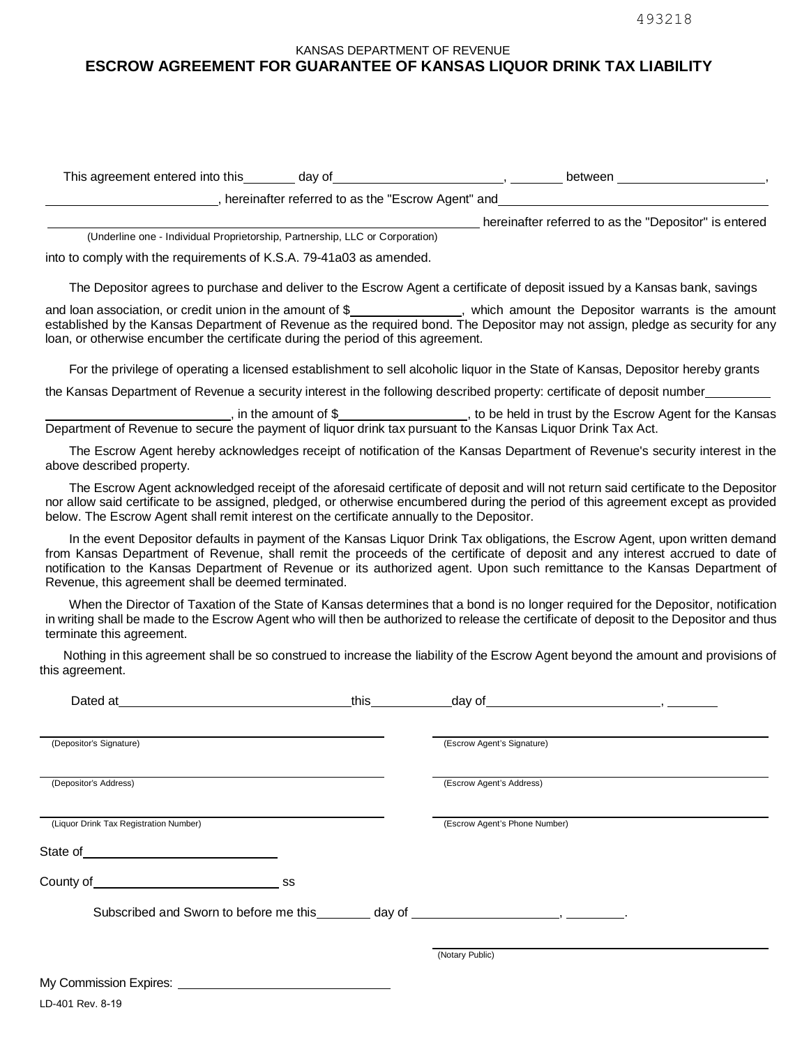493218

KANSAS DEPARTMENT OF REVENUE

# ESCROW AGREEMENT FOR GUARANTEE OF KANSAS LIQUOR DRINK TAX LIABILITY

This agreement entered into this_______ day of_______________________, _______ between ____________________,
________________________, hereinafter referred to as the "Escrow Agent" and_______________________________________
______________________________________________________________ hereinafter referred to as the "Depositor" is entered
(Underline one - Individual Proprietorship, Partnership, LLC or Corporation)
into to comply with the requirements of K.S.A. 79-41a03 as amended.

The Depositor agrees to purchase and deliver to the Escrow Agent a certificate of deposit issued by a Kansas bank, savings and loan association, or credit union in the amount of $_______________, which amount the Depositor warrants is the amount established by the Kansas Department of Revenue as the required bond. The Depositor may not assign, pledge as security for any loan, or otherwise encumber the certificate during the period of this agreement.

For the privilege of operating a licensed establishment to sell alcoholic liquor in the State of Kansas, Depositor hereby grants the Kansas Department of Revenue a security interest in the following described property: certificate of deposit number_________ __________________________, in the amount of $__________________, to be held in trust by the Escrow Agent for the Kansas Department of Revenue to secure the payment of liquor drink tax pursuant to the Kansas Liquor Drink Tax Act.

The Escrow Agent hereby acknowledges receipt of notification of the Kansas Department of Revenue's security interest in the above described property.

The Escrow Agent acknowledged receipt of the aforesaid certificate of deposit and will not return said certificate to the Depositor nor allow said certificate to be assigned, pledged, or otherwise encumbered during the period of this agreement except as provided below. The Escrow Agent shall remit interest on the certificate annually to the Depositor.

In the event Depositor defaults in payment of the Kansas Liquor Drink Tax obligations, the Escrow Agent, upon written demand from Kansas Department of Revenue, shall remit the proceeds of the certificate of deposit and any interest accrued to date of notification to the Kansas Department of Revenue or its authorized agent. Upon such remittance to the Kansas Department of Revenue, this agreement shall be deemed terminated.

When the Director of Taxation of the State of Kansas determines that a bond is no longer required for the Depositor, notification in writing shall be made to the Escrow Agent who will then be authorized to release the certificate of deposit to the Depositor and thus terminate this agreement.

Nothing in this agreement shall be so construed to increase the liability of the Escrow Agent beyond the amount and provisions of this agreement.

Dated at_________________________________this___________day of________________________, _______

| | |
|---|---|
| ______________________________ (Depositor's Signature) | ______________________________ (Escrow Agent's Signature) |
| ______________________________ (Depositor's Address) | ______________________________ (Escrow Agent's Address) |
| ______________________________ (Liquor Drink Tax Registration Number) | ______________________________ (Escrow Agent's Phone Number) |

State of___________________________

County of__________________________ ss

Subscribed and Sworn to before me this________ day of _____________________, ________.

______________________________
(Notary Public)

My Commission Expires: ______________________________

LD-401 Rev. 8-19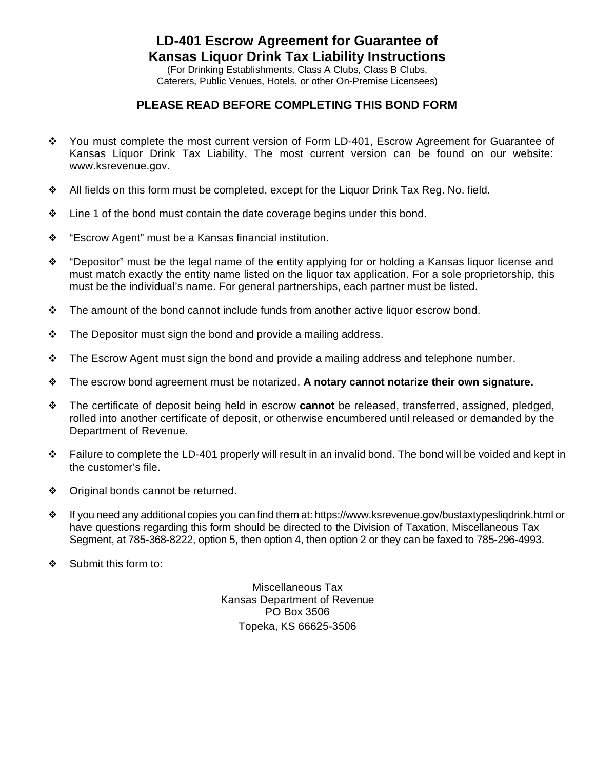# LD-401 Escrow Agreement for Guarantee of Kansas Liquor Drink Tax Liability Instructions

(For Drinking Establishments, Class A Clubs, Class B Clubs, Caterers, Public Venues, Hotels, or other On-Premise Licensees)

## PLEASE READ BEFORE COMPLETING THIS BOND FORM

- You must complete the most current version of Form LD-401, Escrow Agreement for Guarantee of Kansas Liquor Drink Tax Liability. The most current version can be found on our website: www.ksrevenue.gov.
- All fields on this form must be completed, except for the Liquor Drink Tax Reg. No. field.
- Line 1 of the bond must contain the date coverage begins under this bond.
- "Escrow Agent" must be a Kansas financial institution.
- "Depositor" must be the legal name of the entity applying for or holding a Kansas liquor license and must match exactly the entity name listed on the liquor tax application. For a sole proprietorship, this must be the individual's name. For general partnerships, each partner must be listed.
- The amount of the bond cannot include funds from another active liquor escrow bond.
- The Depositor must sign the bond and provide a mailing address.
- The Escrow Agent must sign the bond and provide a mailing address and telephone number.
- The escrow bond agreement must be notarized. **A notary cannot notarize their own signature.**
- The certificate of deposit being held in escrow **cannot** be released, transferred, assigned, pledged, rolled into another certificate of deposit, or otherwise encumbered until released or demanded by the Department of Revenue.
- Failure to complete the LD-401 properly will result in an invalid bond. The bond will be voided and kept in the customer's file.
- Original bonds cannot be returned.
- If you need any additional copies you can find them at: https://www.ksrevenue.gov/bustaxtypesliqdrink.html or have questions regarding this form should be directed to the Division of Taxation, Miscellaneous Tax Segment, at 785-368-8222, option 5, then option 4, then option 2 or they can be faxed to 785-296-4993.
- Submit this form to:

Miscellaneous Tax
Kansas Department of Revenue
PO Box 3506
Topeka, KS 66625-3506